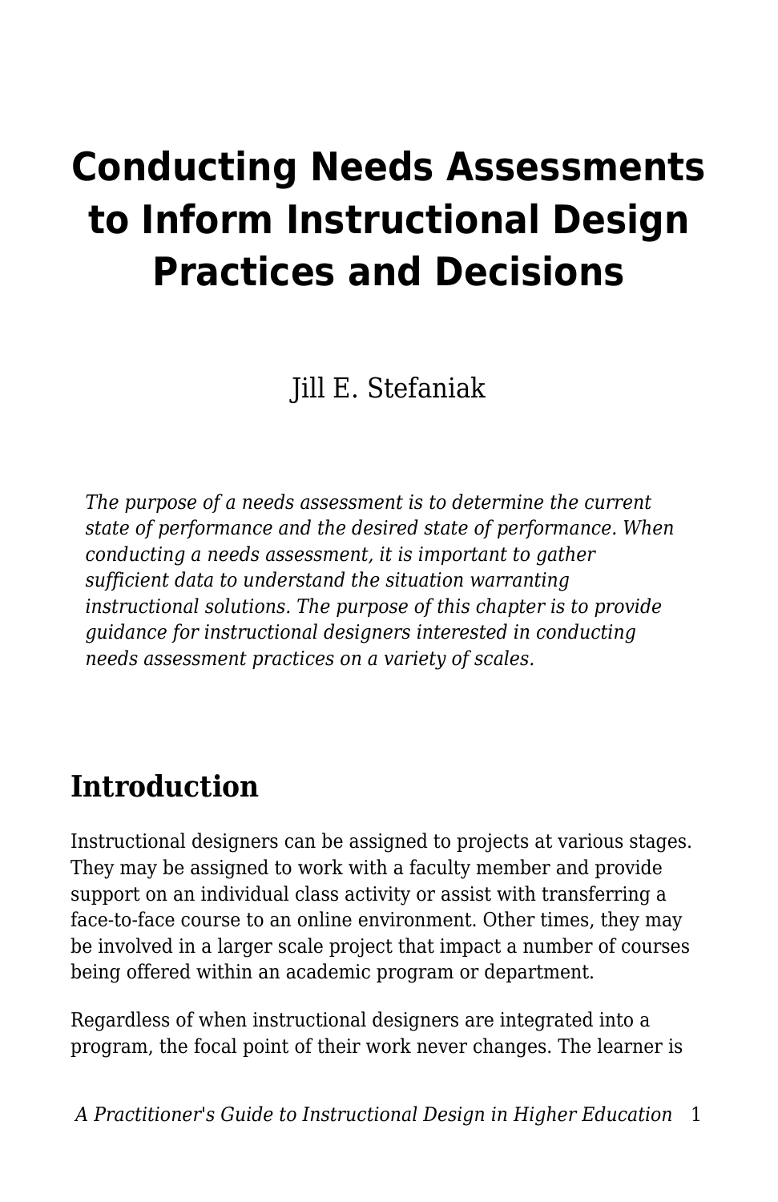# Conducting Needs Assessments to Inform Instructional Design Practices and Decisions

Jill E. Stefaniak

*The purpose of a needs assessment is to determine the current state of performance and the desired state of performance. When conducting a needs assessment, it is important to gather sufficient data to understand the situation warranting instructional solutions. The purpose of this chapter is to provide guidance for instructional designers interested in conducting needs assessment practices on a variety of scales.*

## Introduction

Instructional designers can be assigned to projects at various stages. They may be assigned to work with a faculty member and provide support on an individual class activity or assist with transferring a face-to-face course to an online environment. Other times, they may be involved in a larger scale project that impact a number of courses being offered within an academic program or department.

Regardless of when instructional designers are integrated into a program, the focal point of their work never changes. The learner is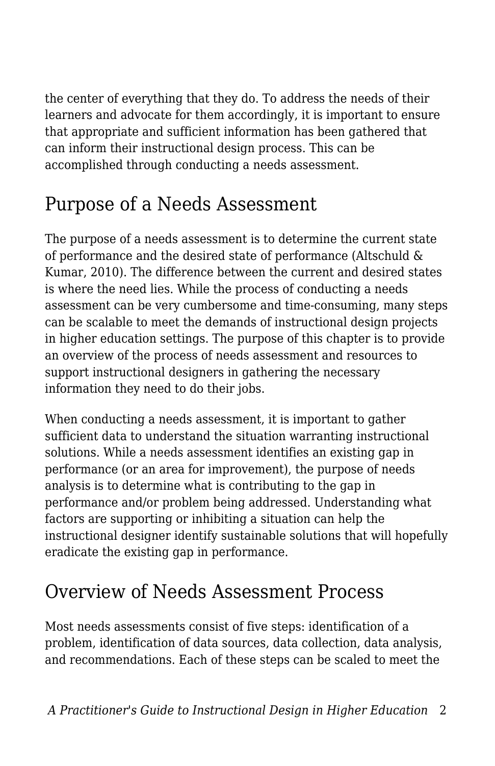the center of everything that they do. To address the needs of their learners and advocate for them accordingly, it is important to ensure that appropriate and sufficient information has been gathered that can inform their instructional design process. This can be accomplished through conducting a needs assessment.

## Purpose of a Needs Assessment

The purpose of a needs assessment is to determine the current state of performance and the desired state of performance (Altschuld & Kumar, 2010). The difference between the current and desired states is where the need lies. While the process of conducting a needs assessment can be very cumbersome and time-consuming, many steps can be scalable to meet the demands of instructional design projects in higher education settings. The purpose of this chapter is to provide an overview of the process of needs assessment and resources to support instructional designers in gathering the necessary information they need to do their jobs.

When conducting a needs assessment, it is important to gather sufficient data to understand the situation warranting instructional solutions. While a needs assessment identifies an existing gap in performance (or an area for improvement), the purpose of needs analysis is to determine what is contributing to the gap in performance and/or problem being addressed. Understanding what factors are supporting or inhibiting a situation can help the instructional designer identify sustainable solutions that will hopefully eradicate the existing gap in performance.

## Overview of Needs Assessment Process

Most needs assessments consist of five steps: identification of a problem, identification of data sources, data collection, data analysis, and recommendations. Each of these steps can be scaled to meet the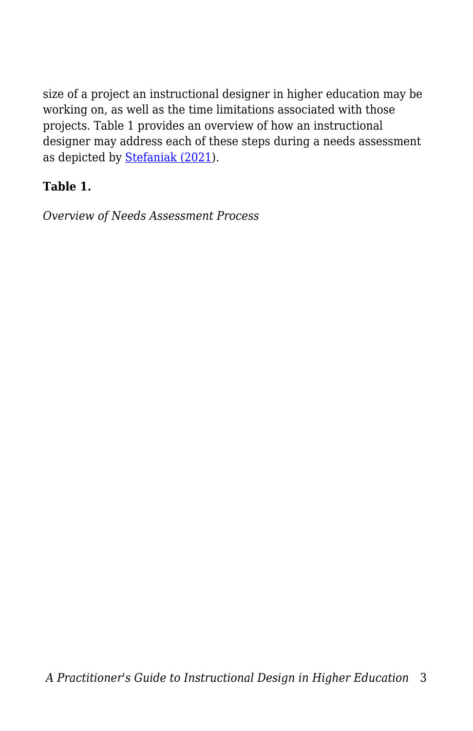size of a project an instructional designer in higher education may be working on, as well as the time limitations associated with those projects. Table 1 provides an overview of how an instructional designer may address each of these steps during a needs assessment as depicted by [Stefaniak (2021)](https://edtechbooks.org/id_highered/needs_assessment#ref_stefaniak_2021).

**Table 1.**

*Overview of Needs Assessment Process*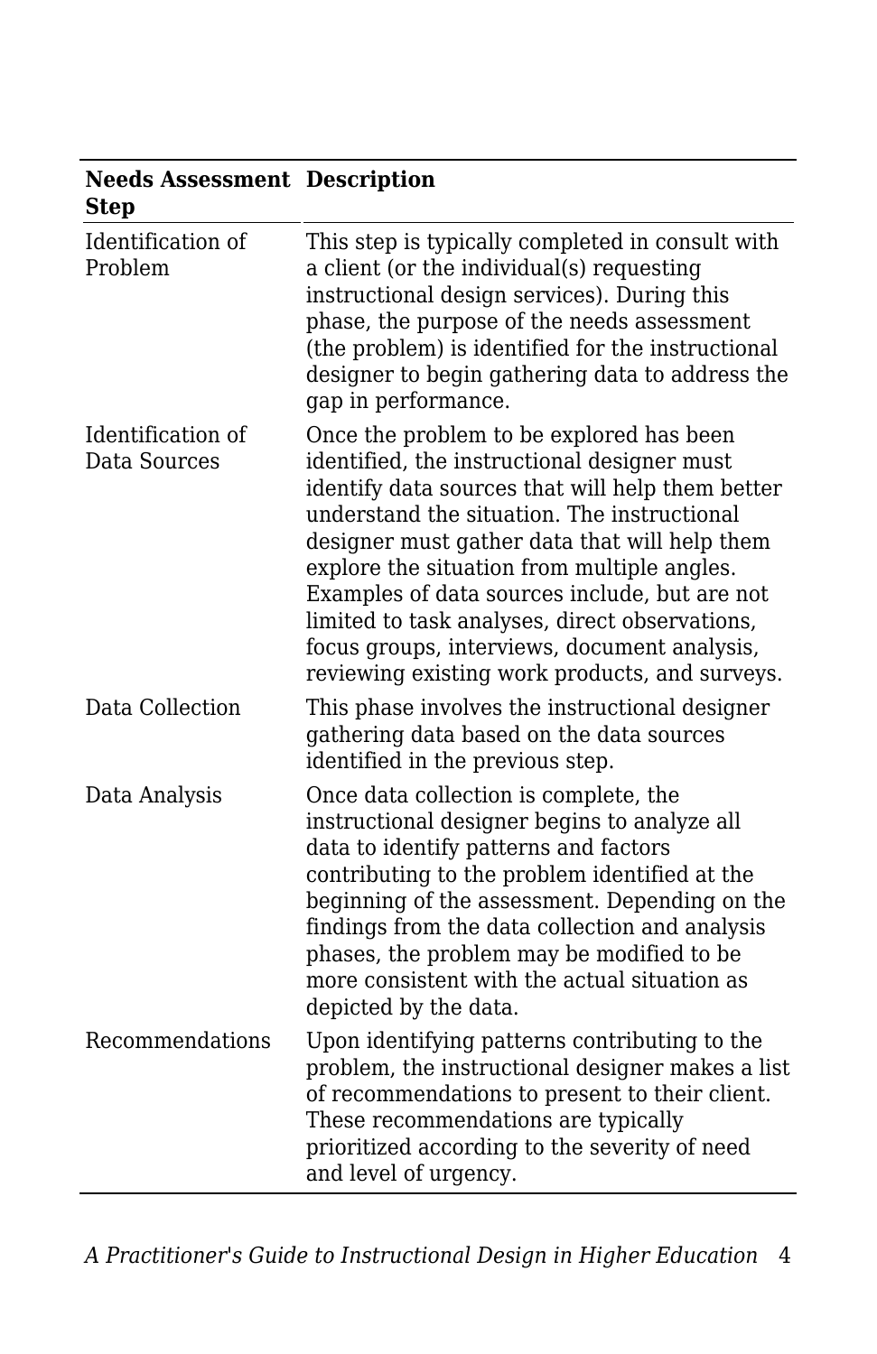| Needs Assessment Step | Description |
| --- | --- |
| Identification of Problem | This step is typically completed in consult with a client (or the individual(s) requesting instructional design services). During this phase, the purpose of the needs assessment (the problem) is identified for the instructional designer to begin gathering data to address the gap in performance. |
| Identification of Data Sources | Once the problem to be explored has been identified, the instructional designer must identify data sources that will help them better understand the situation. The instructional designer must gather data that will help them explore the situation from multiple angles. Examples of data sources include, but are not limited to task analyses, direct observations, focus groups, interviews, document analysis, reviewing existing work products, and surveys. |
| Data Collection | This phase involves the instructional designer gathering data based on the data sources identified in the previous step. |
| Data Analysis | Once data collection is complete, the instructional designer begins to analyze all data to identify patterns and factors contributing to the problem identified at the beginning of the assessment. Depending on the findings from the data collection and analysis phases, the problem may be modified to be more consistent with the actual situation as depicted by the data. |
| Recommendations | Upon identifying patterns contributing to the problem, the instructional designer makes a list of recommendations to present to their client. These recommendations are typically prioritized according to the severity of need and level of urgency. |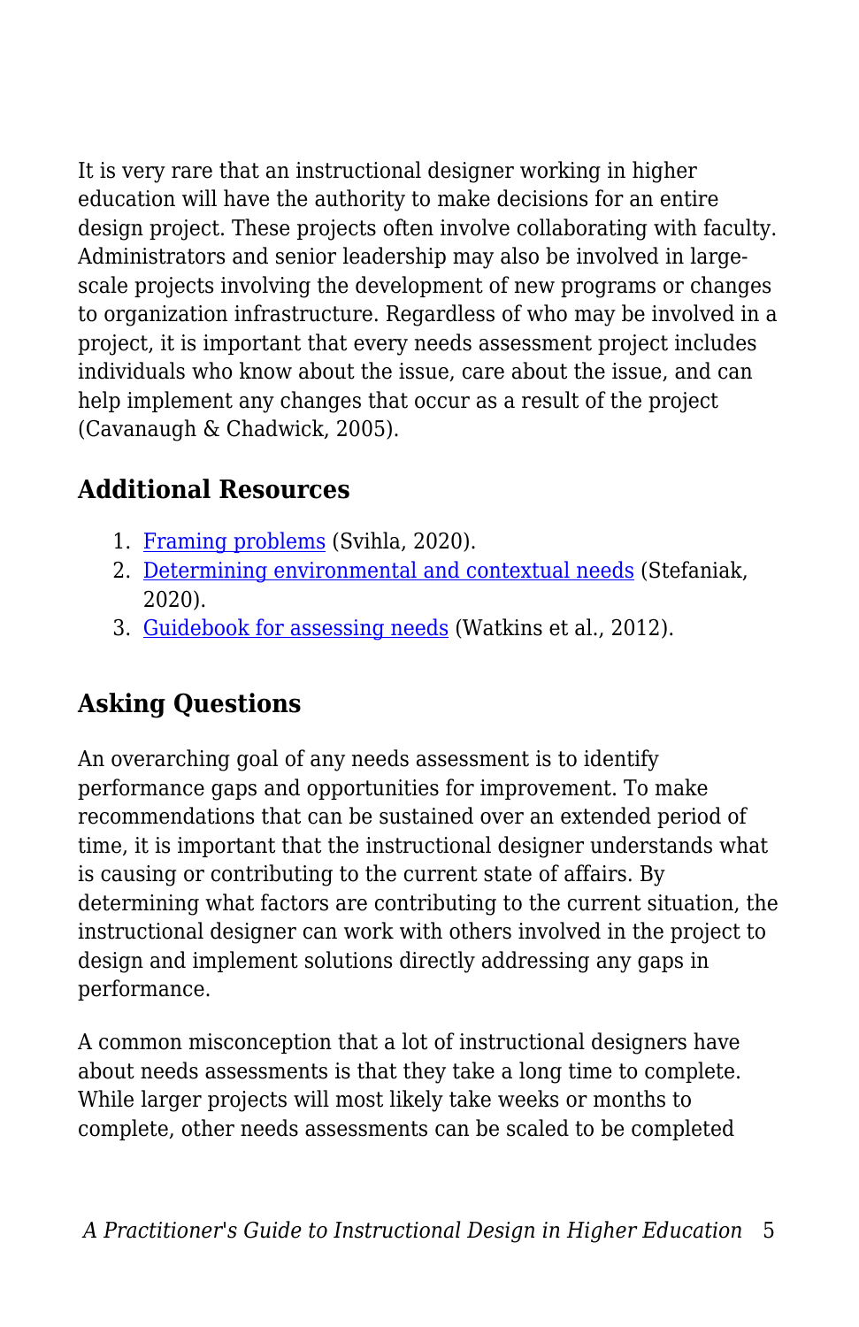It is very rare that an instructional designer working in higher education will have the authority to make decisions for an entire design project. These projects often involve collaborating with faculty. Administrators and senior leadership may also be involved in large-scale projects involving the development of new programs or changes to organization infrastructure. Regardless of who may be involved in a project, it is important that every needs assessment project includes individuals who know about the issue, care about the issue, and can help implement any changes that occur as a result of the project (Cavanaugh & Chadwick, 2005).

## Additional Resources

1. Framing problems (Svihla, 2020).
2. Determining environmental and contextual needs (Stefaniak, 2020).
3. Guidebook for assessing needs (Watkins et al., 2012).

## Asking Questions

An overarching goal of any needs assessment is to identify performance gaps and opportunities for improvement. To make recommendations that can be sustained over an extended period of time, it is important that the instructional designer understands what is causing or contributing to the current state of affairs. By determining what factors are contributing to the current situation, the instructional designer can work with others involved in the project to design and implement solutions directly addressing any gaps in performance.

A common misconception that a lot of instructional designers have about needs assessments is that they take a long time to complete. While larger projects will most likely take weeks or months to complete, other needs assessments can be scaled to be completed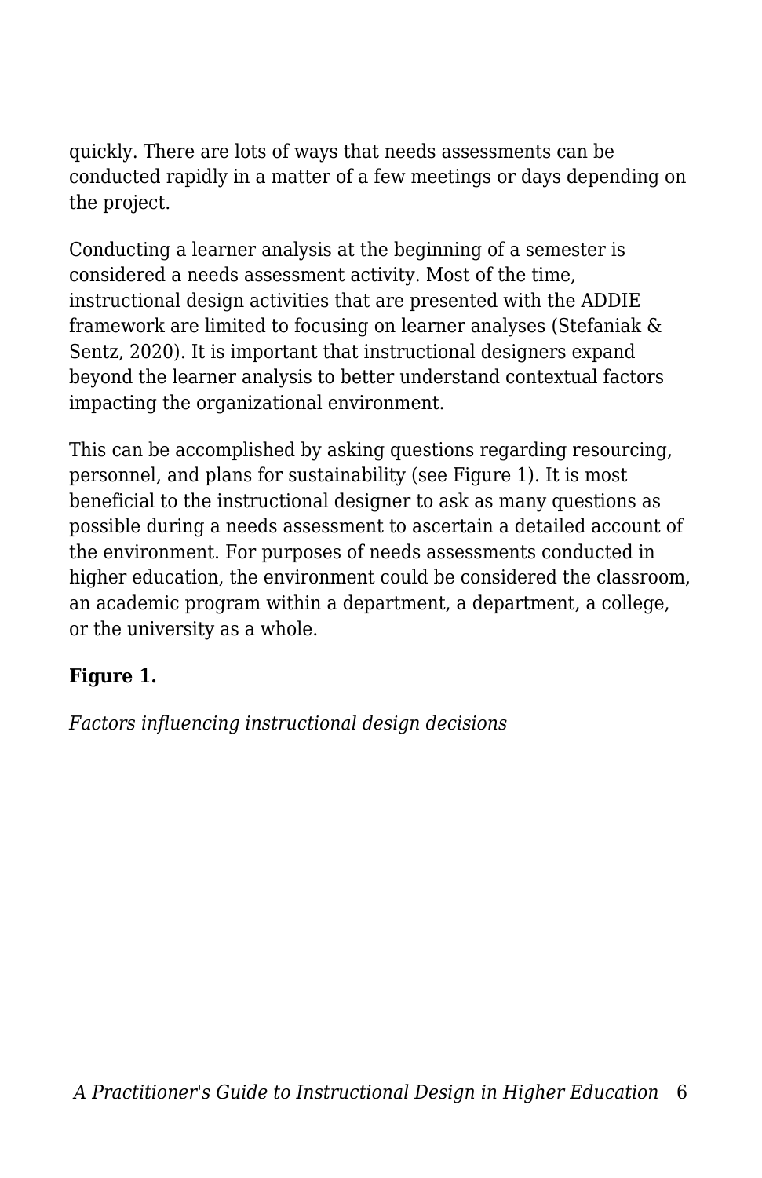quickly. There are lots of ways that needs assessments can be conducted rapidly in a matter of a few meetings or days depending on the project.

Conducting a learner analysis at the beginning of a semester is considered a needs assessment activity. Most of the time, instructional design activities that are presented with the ADDIE framework are limited to focusing on learner analyses (Stefaniak & Sentz, 2020). It is important that instructional designers expand beyond the learner analysis to better understand contextual factors impacting the organizational environment.

This can be accomplished by asking questions regarding resourcing, personnel, and plans for sustainability (see Figure 1). It is most beneficial to the instructional designer to ask as many questions as possible during a needs assessment to ascertain a detailed account of the environment. For purposes of needs assessments conducted in higher education, the environment could be considered the classroom, an academic program within a department, a department, a college, or the university as a whole.

**Figure 1.**

*Factors influencing instructional design decisions*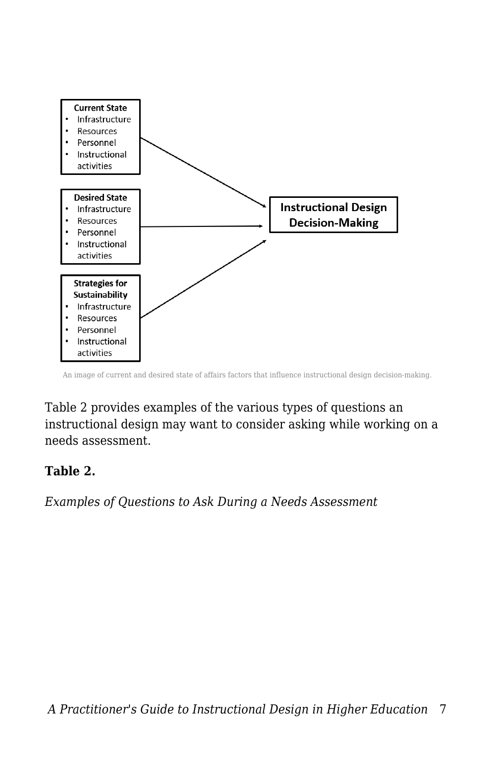**Current State**
- Infrastructure
- Resources
- Personnel
- Instructional activities

**Desired State**
- Infrastructure
- Resources
- Personnel
- Instructional activities

**Strategies for Sustainability**
- Infrastructure
- Resources
- Personnel
- Instructional activities

**Instructional Design Decision-Making**

An image of current and desired state of affairs factors that influence instructional design decision-making.

Table 2 provides examples of the various types of questions an instructional design may want to consider asking while working on a needs assessment.

**Table 2.**

*Examples of Questions to Ask During a Needs Assessment*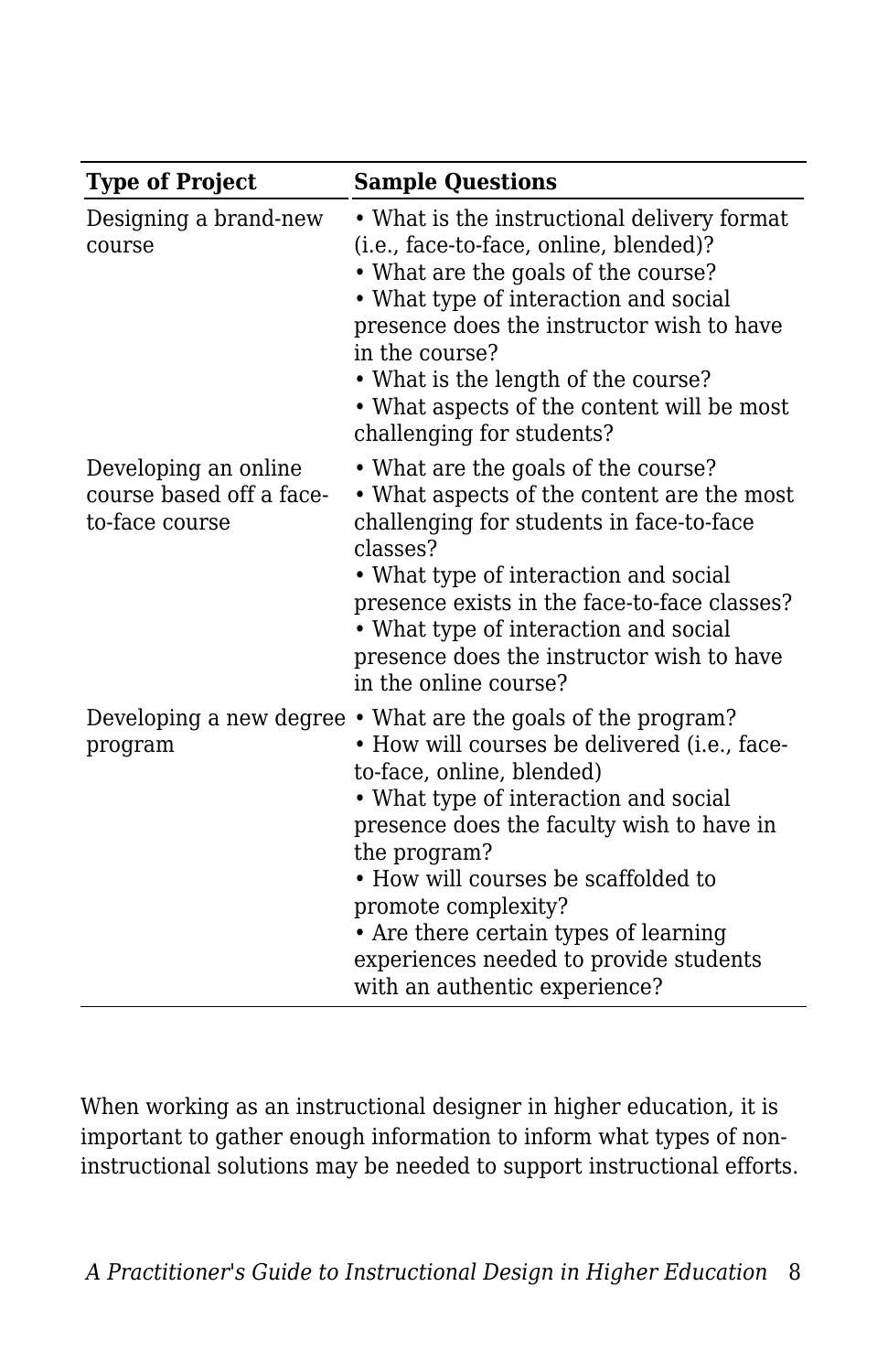| Type of Project | Sample Questions |
|---|---|
| Designing a brand-new course | • What is the instructional delivery format (i.e., face-to-face, online, blended)?<br>• What are the goals of the course?<br>• What type of interaction and social presence does the instructor wish to have in the course?<br>• What is the length of the course?<br>• What aspects of the content will be most challenging for students? |
| Developing an online course based off a face-to-face course | • What are the goals of the course?<br>• What aspects of the content are the most challenging for students in face-to-face classes?<br>• What type of interaction and social presence exists in the face-to-face classes?<br>• What type of interaction and social presence does the instructor wish to have in the online course? |
| Developing a new degree program | • What are the goals of the program?<br>• How will courses be delivered (i.e., face-to-face, online, blended)<br>• What type of interaction and social presence does the faculty wish to have in the program?<br>• How will courses be scaffolded to promote complexity?<br>• Are there certain types of learning experiences needed to provide students with an authentic experience? |

When working as an instructional designer in higher education, it is important to gather enough information to inform what types of non-instructional solutions may be needed to support instructional efforts.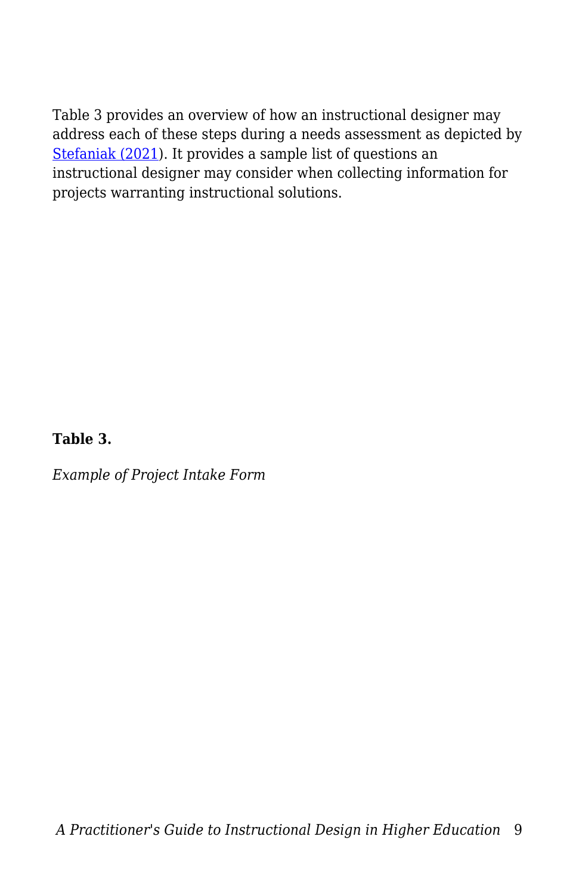Table 3 provides an overview of how an instructional designer may address each of these steps during a needs assessment as depicted by [Stefaniak (2021)](). It provides a sample list of questions an instructional designer may consider when collecting information for projects warranting instructional solutions.

**Table 3.**

*Example of Project Intake Form*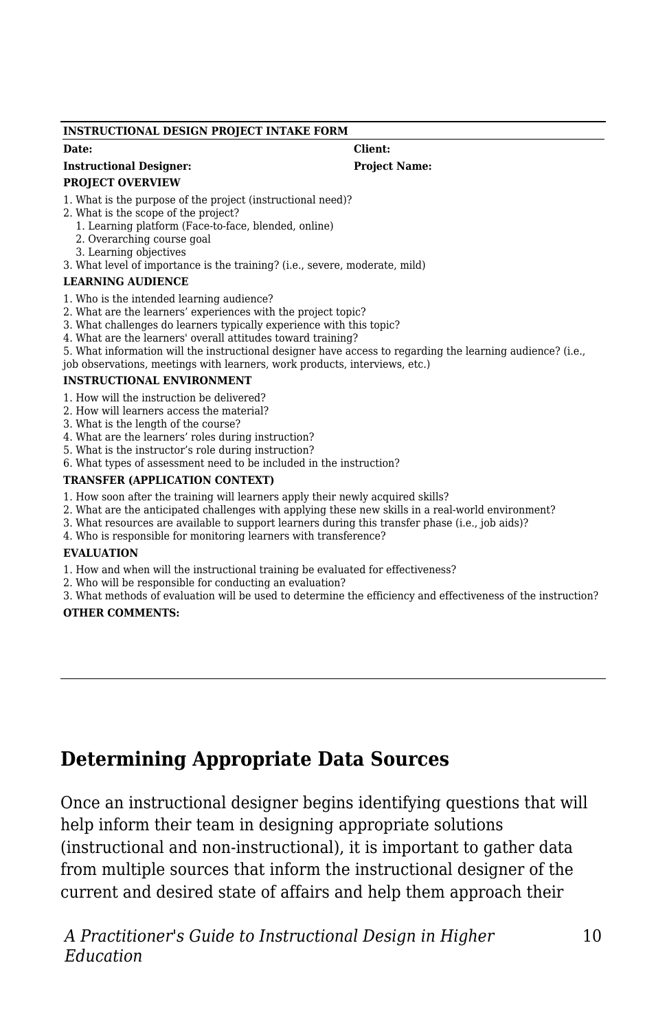**INSTRUCTIONAL DESIGN PROJECT INTAKE FORM**

**Date:** **Client:**

**Instructional Designer:** **Project Name:**

**PROJECT OVERVIEW**

1. What is the purpose of the project (instructional need)?
2. What is the scope of the project?
   1. Learning platform (Face-to-face, blended, online)
   2. Overarching course goal
   3. Learning objectives
3. What level of importance is the training? (i.e., severe, moderate, mild)

**LEARNING AUDIENCE**

1. Who is the intended learning audience?
2. What are the learners' experiences with the project topic?
3. What challenges do learners typically experience with this topic?
4. What are the learners' overall attitudes toward training?
5. What information will the instructional designer have access to regarding the learning audience? (i.e., job observations, meetings with learners, work products, interviews, etc.)

**INSTRUCTIONAL ENVIRONMENT**

1. How will the instruction be delivered?
2. How will learners access the material?
3. What is the length of the course?
4. What are the learners' roles during instruction?
5. What is the instructor's role during instruction?
6. What types of assessment need to be included in the instruction?

**TRANSFER (APPLICATION CONTEXT)**

1. How soon after the training will learners apply their newly acquired skills?
2. What are the anticipated challenges with applying these new skills in a real-world environment?
3. What resources are available to support learners during this transfer phase (i.e., job aids)?
4. Who is responsible for monitoring learners with transference?

**EVALUATION**

1. How and when will the instructional training be evaluated for effectiveness?
2. Who will be responsible for conducting an evaluation?
3. What methods of evaluation will be used to determine the efficiency and effectiveness of the instruction?

**OTHER COMMENTS:**

## Determining Appropriate Data Sources

Once an instructional designer begins identifying questions that will help inform their team in designing appropriate solutions (instructional and non-instructional), it is important to gather data from multiple sources that inform the instructional designer of the current and desired state of affairs and help them approach their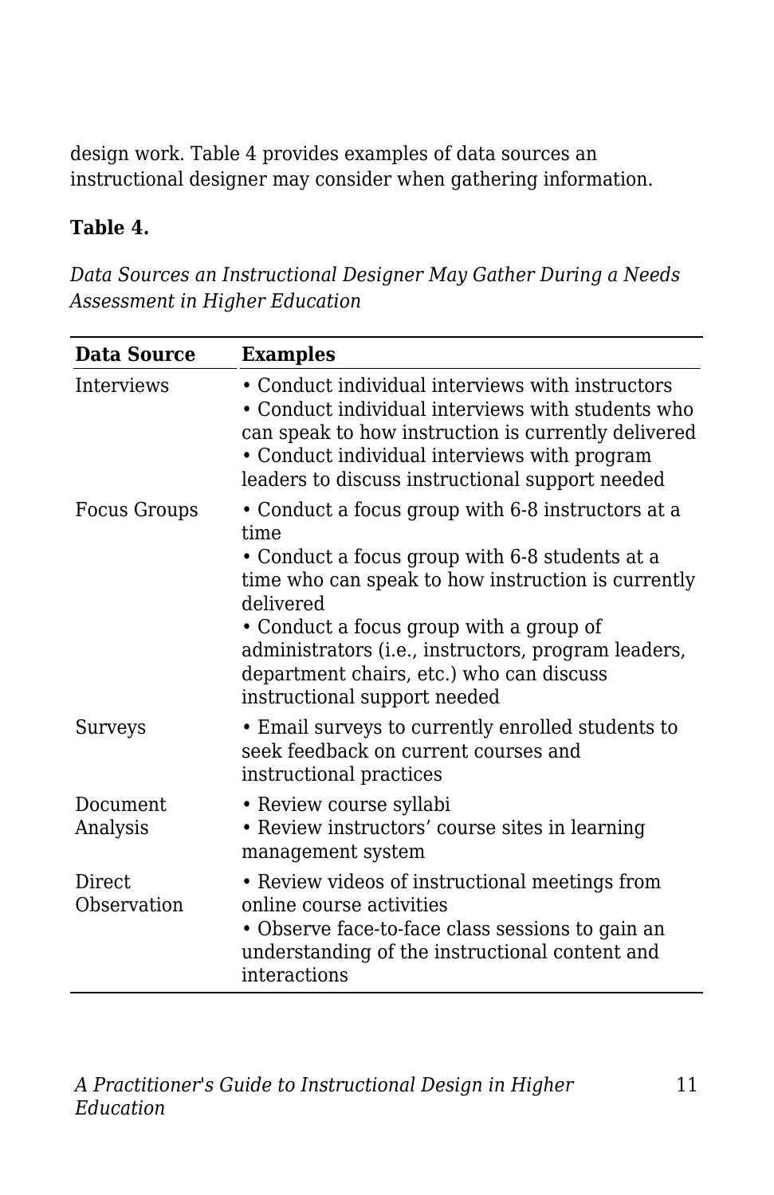design work. Table 4 provides examples of data sources an instructional designer may consider when gathering information.

**Table 4.**

*Data Sources an Instructional Designer May Gather During a Needs Assessment in Higher Education*

| Data Source | Examples |
|---|---|
| Interviews | • Conduct individual interviews with instructors<br>• Conduct individual interviews with students who can speak to how instruction is currently delivered<br>• Conduct individual interviews with program leaders to discuss instructional support needed |
| Focus Groups | • Conduct a focus group with 6-8 instructors at a time<br>• Conduct a focus group with 6-8 students at a time who can speak to how instruction is currently delivered<br>• Conduct a focus group with a group of administrators (i.e., instructors, program leaders, department chairs, etc.) who can discuss instructional support needed |
| Surveys | • Email surveys to currently enrolled students to seek feedback on current courses and instructional practices |
| Document Analysis | • Review course syllabi<br>• Review instructors' course sites in learning management system |
| Direct Observation | • Review videos of instructional meetings from online course activities<br>• Observe face-to-face class sessions to gain an understanding of the instructional content and interactions |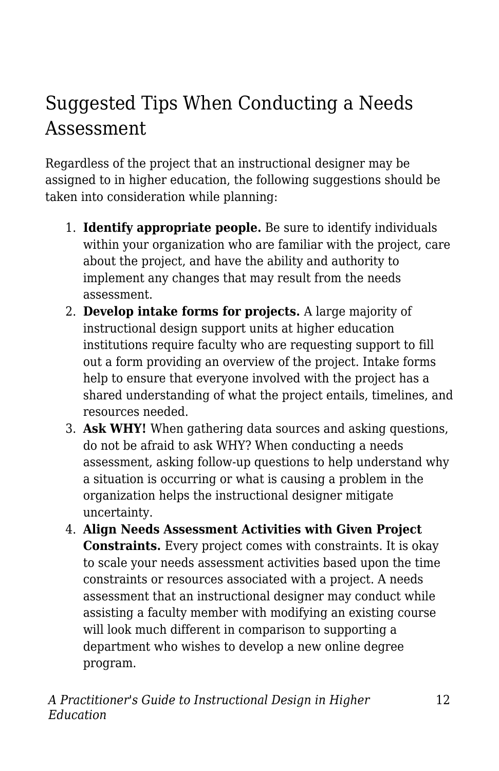## Suggested Tips When Conducting a Needs Assessment

Regardless of the project that an instructional designer may be assigned to in higher education, the following suggestions should be taken into consideration while planning:

1. **Identify appropriate people.** Be sure to identify individuals within your organization who are familiar with the project, care about the project, and have the ability and authority to implement any changes that may result from the needs assessment.
2. **Develop intake forms for projects.** A large majority of instructional design support units at higher education institutions require faculty who are requesting support to fill out a form providing an overview of the project. Intake forms help to ensure that everyone involved with the project has a shared understanding of what the project entails, timelines, and resources needed.
3. **Ask WHY!** When gathering data sources and asking questions, do not be afraid to ask WHY? When conducting a needs assessment, asking follow-up questions to help understand why a situation is occurring or what is causing a problem in the organization helps the instructional designer mitigate uncertainty.
4. **Align Needs Assessment Activities with Given Project Constraints.** Every project comes with constraints. It is okay to scale your needs assessment activities based upon the time constraints or resources associated with a project. A needs assessment that an instructional designer may conduct while assisting a faculty member with modifying an existing course will look much different in comparison to supporting a department who wishes to develop a new online degree program.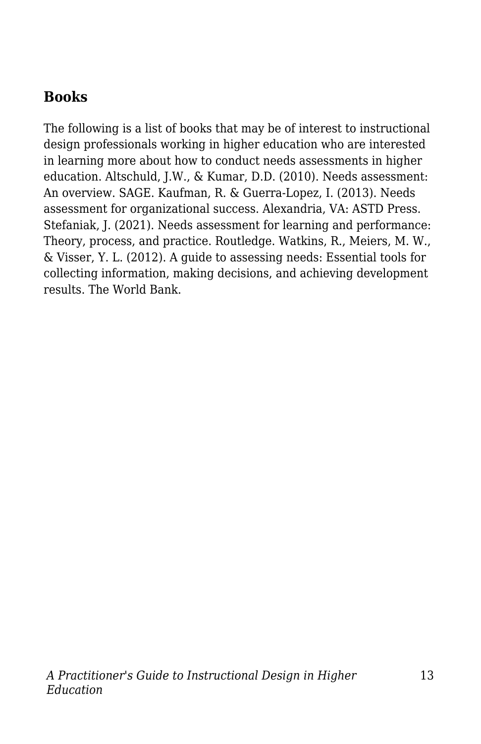## Books

The following is a list of books that may be of interest to instructional design professionals working in higher education who are interested in learning more about how to conduct needs assessments in higher education. Altschuld, J.W., & Kumar, D.D. (2010). Needs assessment: An overview. SAGE. Kaufman, R. & Guerra-Lopez, I. (2013). Needs assessment for organizational success. Alexandria, VA: ASTD Press. Stefaniak, J. (2021). Needs assessment for learning and performance: Theory, process, and practice. Routledge. Watkins, R., Meiers, M. W., & Visser, Y. L. (2012). A guide to assessing needs: Essential tools for collecting information, making decisions, and achieving development results. The World Bank.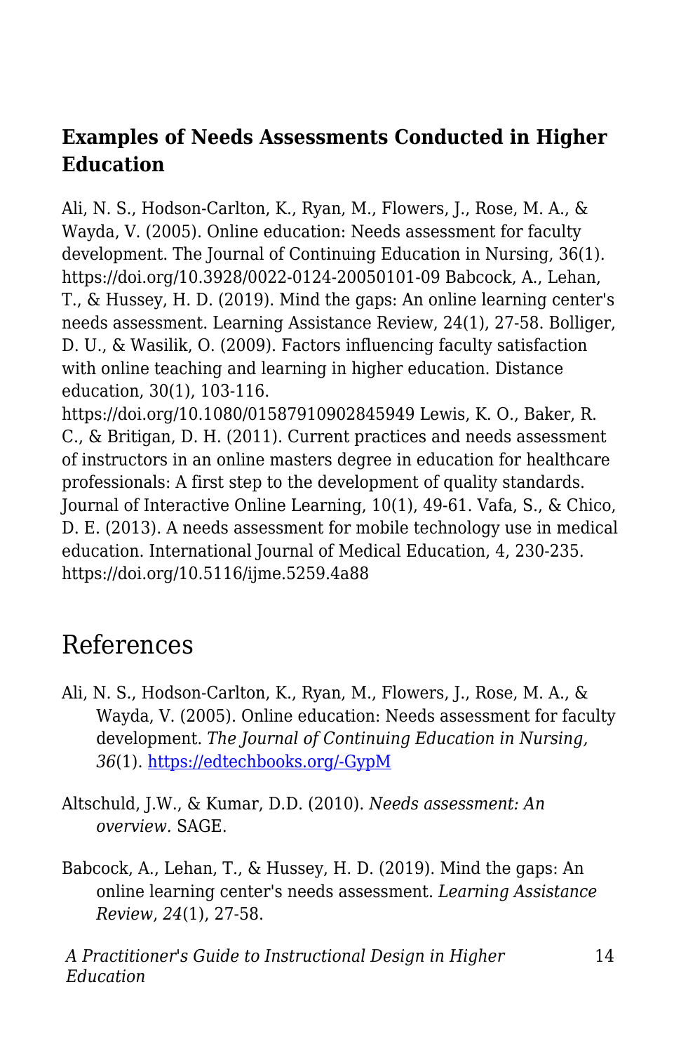### Examples of Needs Assessments Conducted in Higher Education

Ali, N. S., Hodson-Carlton, K., Ryan, M., Flowers, J., Rose, M. A., & Wayda, V. (2005). Online education: Needs assessment for faculty development. The Journal of Continuing Education in Nursing, 36(1). https://doi.org/10.3928/0022-0124-20050101-09 Babcock, A., Lehan, T., & Hussey, H. D. (2019). Mind the gaps: An online learning center's needs assessment. Learning Assistance Review, 24(1), 27-58. Bolliger, D. U., & Wasilik, O. (2009). Factors influencing faculty satisfaction with online teaching and learning in higher education. Distance education, 30(1), 103-116. https://doi.org/10.1080/01587910902845949 Lewis, K. O., Baker, R. C., & Britigan, D. H. (2011). Current practices and needs assessment of instructors in an online masters degree in education for healthcare professionals: A first step to the development of quality standards. Journal of Interactive Online Learning, 10(1), 49-61. Vafa, S., & Chico, D. E. (2013). A needs assessment for mobile technology use in medical education. International Journal of Medical Education, 4, 230-235. https://doi.org/10.5116/ijme.5259.4a88

## References

Ali, N. S., Hodson-Carlton, K., Ryan, M., Flowers, J., Rose, M. A., & Wayda, V. (2005). Online education: Needs assessment for faculty development. *The Journal of Continuing Education in Nursing, 36*(1). [https://edtechbooks.org/-GypM](https://edtechbooks.org/-GypM)

Altschuld, J.W., & Kumar, D.D. (2010). *Needs assessment: An overview.* SAGE.

Babcock, A., Lehan, T., & Hussey, H. D. (2019). Mind the gaps: An online learning center's needs assessment. *Learning Assistance Review*, *24*(1), 27-58.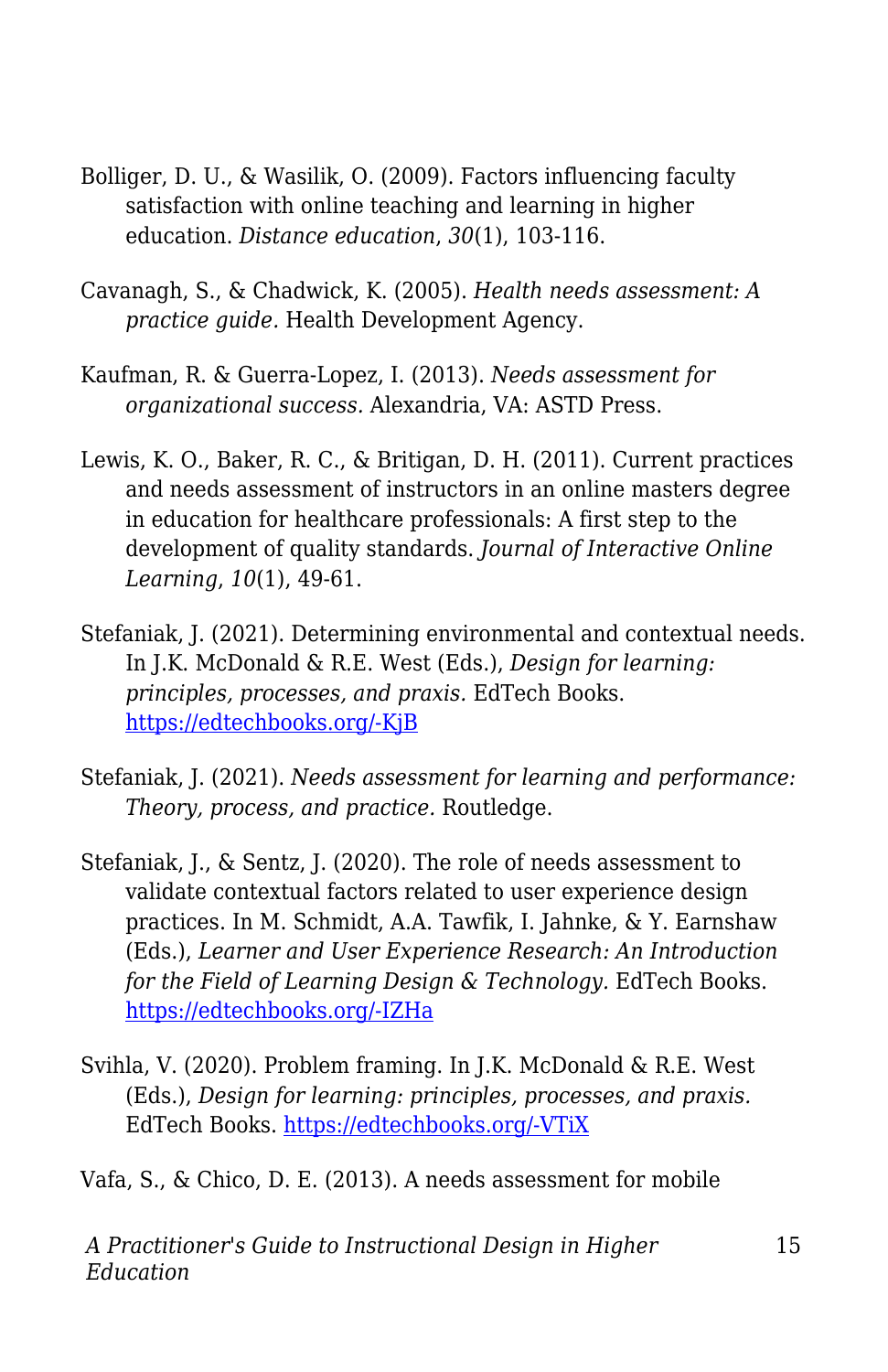Bolliger, D. U., & Wasilik, O. (2009). Factors influencing faculty satisfaction with online teaching and learning in higher education. *Distance education*, *30*(1), 103-116.

Cavanagh, S., & Chadwick, K. (2005). *Health needs assessment: A practice guide.* Health Development Agency.

Kaufman, R. & Guerra-Lopez, I. (2013). *Needs assessment for organizational success.* Alexandria, VA: ASTD Press.

Lewis, K. O., Baker, R. C., & Britigan, D. H. (2011). Current practices and needs assessment of instructors in an online masters degree in education for healthcare professionals: A first step to the development of quality standards. *Journal of Interactive Online Learning*, *10*(1), 49-61.

Stefaniak, J. (2021). Determining environmental and contextual needs. In J.K. McDonald & R.E. West (Eds.), *Design for learning: principles, processes, and praxis.* EdTech Books. [https://edtechbooks.org/-KjB](https://edtechbooks.org/-KjB)

Stefaniak, J. (2021). *Needs assessment for learning and performance: Theory, process, and practice.* Routledge.

Stefaniak, J., & Sentz, J. (2020). The role of needs assessment to validate contextual factors related to user experience design practices. In M. Schmidt, A.A. Tawfik, I. Jahnke, & Y. Earnshaw (Eds.), *Learner and User Experience Research: An Introduction for the Field of Learning Design & Technology.* EdTech Books. [https://edtechbooks.org/-IZHa](https://edtechbooks.org/-IZHa)

Svihla, V. (2020). Problem framing. In J.K. McDonald & R.E. West (Eds.), *Design for learning: principles, processes, and praxis.* EdTech Books. [https://edtechbooks.org/-VTiX](https://edtechbooks.org/-VTiX)

Vafa, S., & Chico, D. E. (2013). A needs assessment for mobile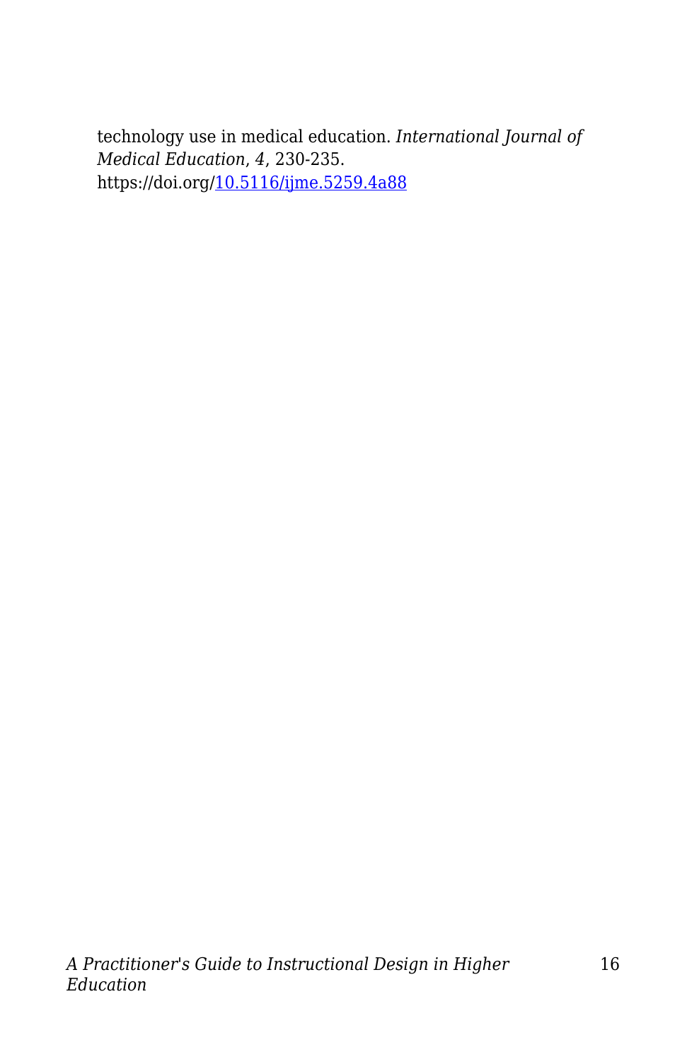technology use in medical education. *International Journal of Medical Education*, *4*, 230-235. https://doi.org/[10.5116/ijme.5259.4a88](https://doi.org/10.5116/ijme.5259.4a88)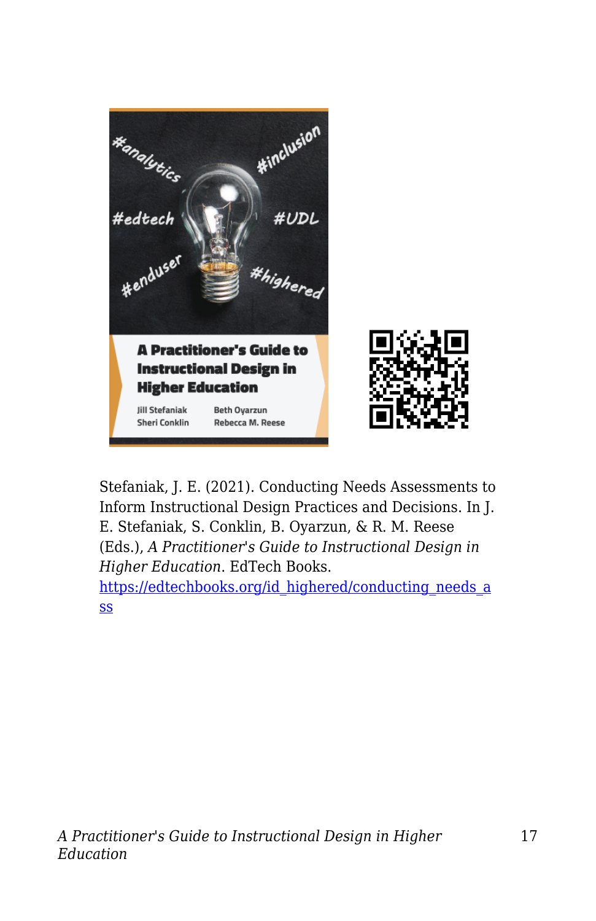Stefaniak, J. E. (2021). Conducting Needs Assessments to Inform Instructional Design Practices and Decisions. In J. E. Stefaniak, S. Conklin, B. Oyarzun, & R. M. Reese (Eds.), *A Practitioner's Guide to Instructional Design in Higher Education*. EdTech Books. https://edtechbooks.org/id_highered/conducting_needs_ass